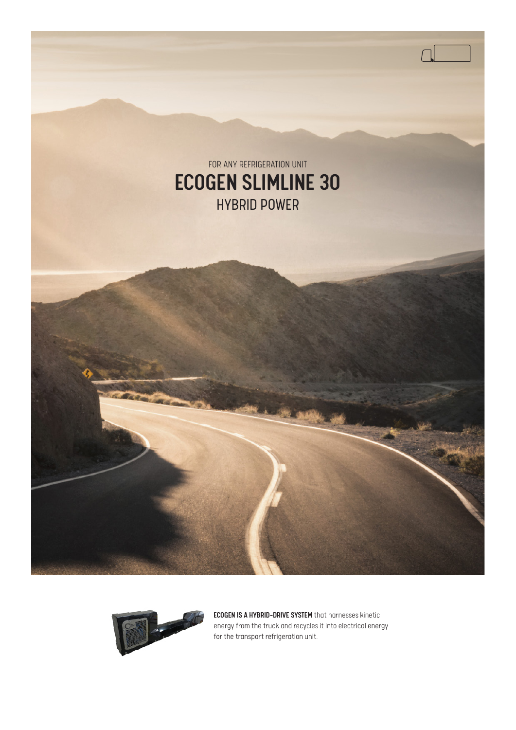FOR ANY REFRIGERATION UNIT

# ECOGEN SLIMLINE 30

## HYBRID POWER

**ECOGEN IS A HYBRID-DRIVE SYSTEM** that harnesses kinetic energy from the truck and recycles it into electrical energy for the transport refrigeration unit.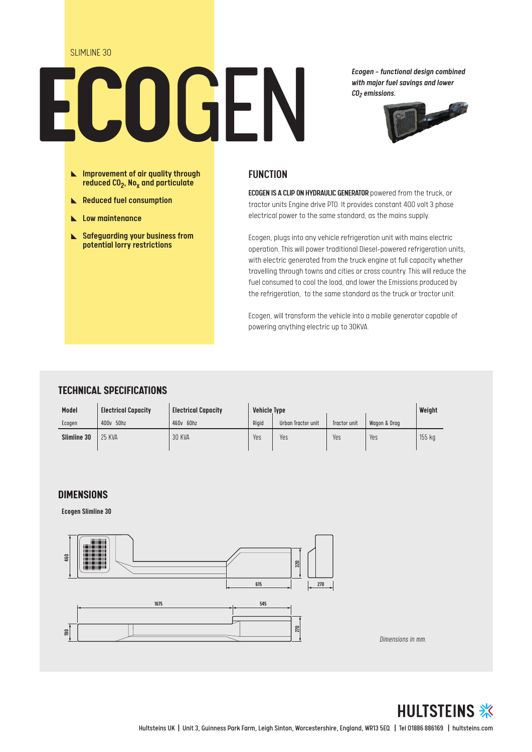SLIMLINE 30

# ECOGEN

***Ecogen - functional design combined with major fuel savings and lower $CO_2$ emissions.***

- **Improvement of air quality through reduced $CO_2$, $No_x$ and particulate**
- **Reduced fuel consumption**
- **Low maintenance**
- **Safeguarding your business from potential lorry restrictions**

## FUNCTION

**ECOGEN IS A CLIP ON HYDRAULIC GENERATOR** powered from the truck, or tractor units Engine drive PTO. It provides constant 400 volt 3 phase electrical power to the same standard, as the mains supply.

Ecogen, plugs into any vehicle refrigeration unit with mains electric operation. This will power traditional Diesel-powered refrigeration units, with electric generated from the truck engine at full capacity whether travelling through towns and cities or cross country. This will reduce the fuel consumed to cool the load, and lower the Emissions produced by the refrigeration, to the same standard as the truck or tractor unit.

Ecogen, will transform the vehicle into a mobile generator capable of powering anything electric up to 30KVA.

## TECHNICAL SPECIFICATIONS

| Model | Electrical Capacity | Electrical Capacity | Vehicle Type | | | | Weight |
|---|---|---|---|---|---|---|---|
| Ecogen | 400v 50hz | 460v 60hz | Rigid | Urban Tractor unit | Tractor unit | Wagon & Drag | |
| **Slimline 30** | 25 KVA | 30 KVA | Yes | Yes | Yes | Yes | 155 kg |

## DIMENSIONS

**Ecogen Slimline 30**

460
320
615
270
1675
545
190
270

*Dimensions in mm.*

**HULTSTEINS**

Hultsteins UK | Unit 3, Guinness Park Farm, Leigh Sinton, Worcestershire, England, WR13 5EQ | Tel 01886 886169 | hultsteins.com